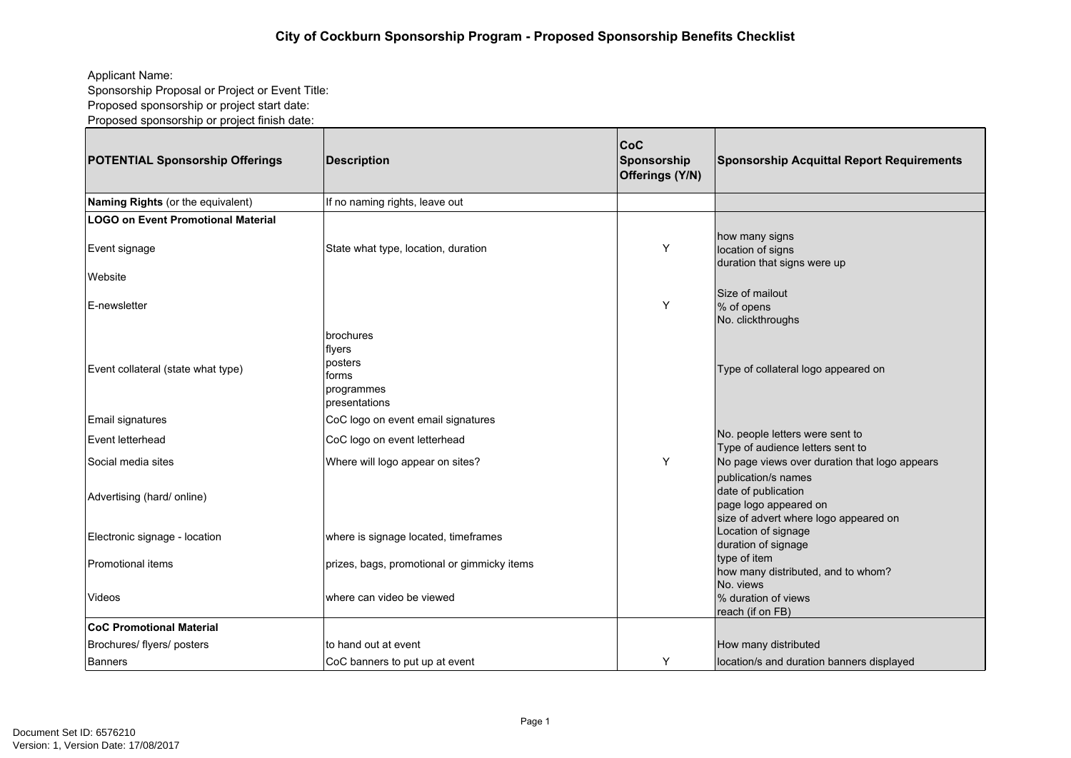# City of Cockburn Sponsorship Program - Proposed Sponsorship Benefits Checklist

Applicant Name:
Sponsorship Proposal or Project or Event Title:
Proposed sponsorship or project start date:
Proposed sponsorship or project finish date:

| POTENTIAL Sponsorship Offerings | Description | CoC Sponsorship Offerings (Y/N) | Sponsorship Acquittal Report Requirements |
|---|---|---|---|
| **Naming Rights** (or the equivalent) | If no naming rights, leave out | | |
| **LOGO on Event Promotional Material** | | | |
| Event signage | State what type, location, duration | Y | how many signs<br>location of signs<br>duration that signs were up |
| Website | | | |
| E-newsletter | | Y | Size of mailout<br>% of opens<br>No. clickthroughs |
| Event collateral (state what type) | brochures<br>flyers<br>posters<br>forms<br>programmes<br>presentations | | Type of collateral logo appeared on |
| Email signatures | CoC logo on event email signatures | | |
| Event letterhead | CoC logo on event letterhead | | No. people letters were sent to<br>Type of audience letters sent to |
| Social media sites | Where will logo appear on sites? | Y | No page views over duration that logo appears |
| Advertising (hard/ online) | | | publication/s names<br>date of publication<br>page logo appeared on<br>size of advert where logo appeared on |
| Electronic signage - location | where is signage located, timeframes | | Location of signage<br>duration of signage |
| Promotional items | prizes, bags, promotional or gimmicky items | | type of item<br>how many distributed, and to whom? |
| Videos | where can video be viewed | | No. views<br>% duration of views<br>reach (if on FB) |
| **CoC Promotional Material** | | | |
| Brochures/ flyers/ posters | to hand out at event | | How many distributed |
| Banners | CoC banners to put up at event | Y | location/s and duration banners displayed |

Document Set ID: 6576210
Version: 1, Version Date: 17/08/2017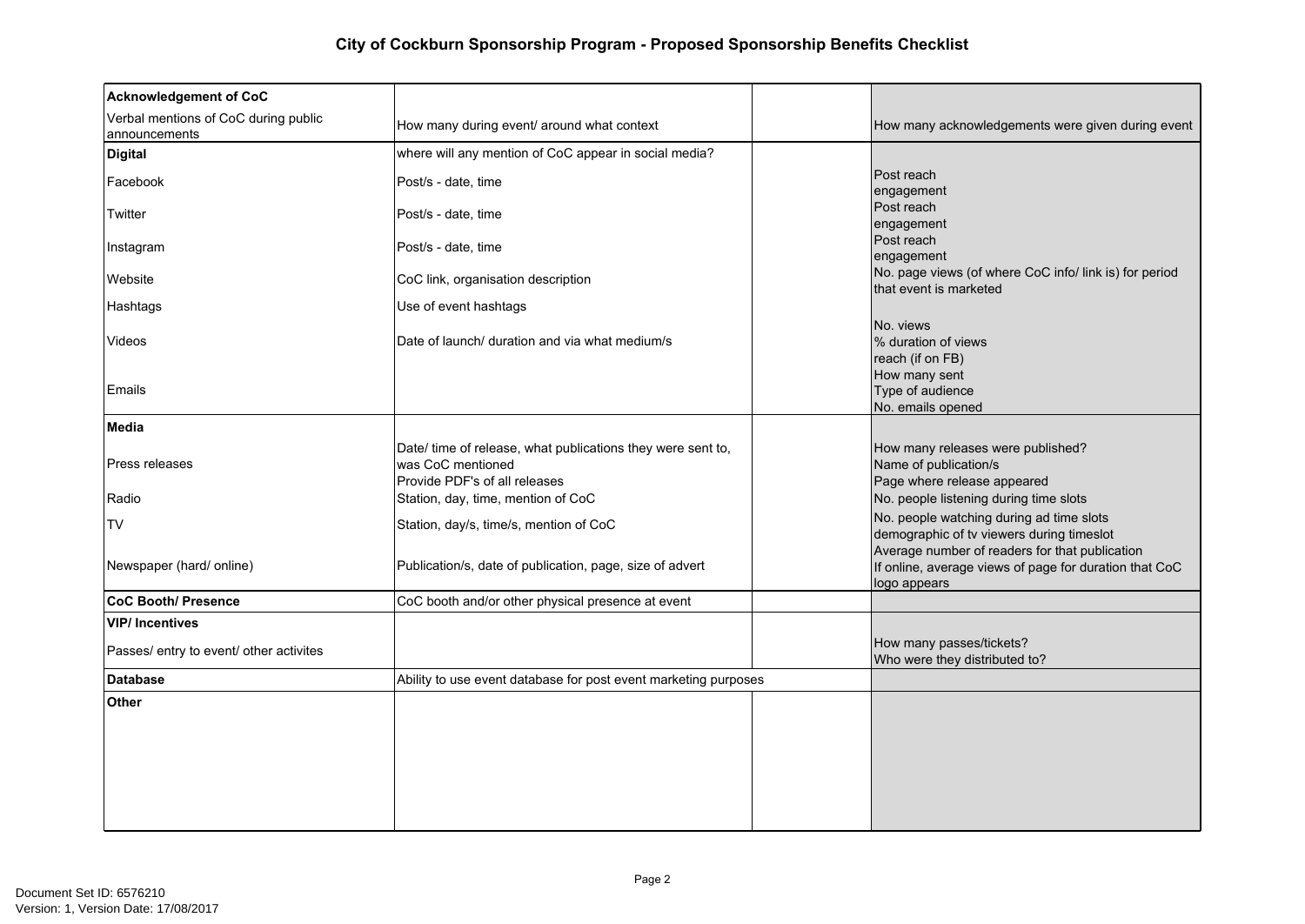# City of Cockburn Sponsorship Program - Proposed Sponsorship Benefits Checklist

| | | | |
|---|---|---|---|
| **Acknowledgement of CoC** | | | |
| Verbal mentions of CoC during public announcements | How many during event/ around what context | | How many acknowledgements were given during event |
| **Digital** | where will any mention of CoC appear in social media? | | |
| Facebook | Post/s - date, time | | Post reach<br>engagement |
| Twitter | Post/s - date, time | | Post reach<br>engagement |
| Instagram | Post/s - date, time | | Post reach<br>engagement |
| Website | CoC link, organisation description | | No. page views (of where CoC info/ link is) for period that event is marketed |
| Hashtags | Use of event hashtags | | |
| Videos | Date of launch/ duration and via what medium/s | | No. views<br>% duration of views<br>reach (if on FB) |
| Emails | | | How many sent<br>Type of audience<br>No. emails opened |
| **Media** | | | |
| Press releases | Date/ time of release, what publications they were sent to, was CoC mentioned<br>Provide PDF's of all releases | | How many releases were published?<br>Name of publication/s<br>Page where release appeared |
| Radio | Station, day, time, mention of CoC | | No. people listening during time slots |
| TV | Station, day/s, time/s, mention of CoC | | No. people watching during ad time slots<br>demographic of tv viewers during timeslot |
| Newspaper (hard/ online) | Publication/s, date of publication, page, size of advert | | Average number of readers for that publication<br>If online, average views of page for duration that CoC logo appears |
| **CoC Booth/ Presence** | CoC booth and/or other physical presence at event | | |
| **VIP/ Incentives** | | | |
| Passes/ entry to event/ other activites | | | How many passes/tickets?<br>Who were they distributed to? |
| **Database** | Ability to use event database for post event marketing purposes | | |
| **Other** | | | |

Document Set ID: 6576210
Version: 1, Version Date: 17/08/2017